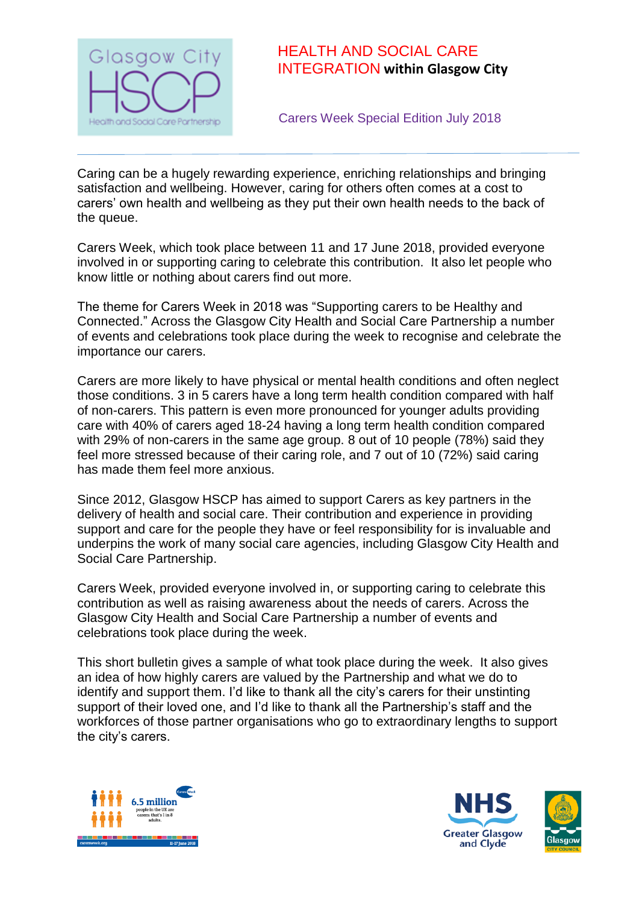# HEALTH AND SOCIAL CARE INTEGRATION within Glasgow City

Carers Week Special Edition July 2018

Caring can be a hugely rewarding experience, enriching relationships and bringing satisfaction and wellbeing. However, caring for others often comes at a cost to carers' own health and wellbeing as they put their own health needs to the back of the queue.

Carers Week, which took place between 11 and 17 June 2018, provided everyone involved in or supporting caring to celebrate this contribution. It also let people who know little or nothing about carers find out more.

The theme for Carers Week in 2018 was "Supporting carers to be Healthy and Connected." Across the Glasgow City Health and Social Care Partnership a number of events and celebrations took place during the week to recognise and celebrate the importance our carers.

Carers are more likely to have physical or mental health conditions and often neglect those conditions. 3 in 5 carers have a long term health condition compared with half of non-carers. This pattern is even more pronounced for younger adults providing care with 40% of carers aged 18-24 having a long term health condition compared with 29% of non-carers in the same age group. 8 out of 10 people (78%) said they feel more stressed because of their caring role, and 7 out of 10 (72%) said caring has made them feel more anxious.

Since 2012, Glasgow HSCP has aimed to support Carers as key partners in the delivery of health and social care. Their contribution and experience in providing support and care for the people they have or feel responsibility for is invaluable and underpins the work of many social care agencies, including Glasgow City Health and Social Care Partnership.

Carers Week, provided everyone involved in, or supporting caring to celebrate this contribution as well as raising awareness about the needs of carers. Across the Glasgow City Health and Social Care Partnership a number of events and celebrations took place during the week.

This short bulletin gives a sample of what took place during the week. It also gives an idea of how highly carers are valued by the Partnership and what we do to identify and support them. I'd like to thank all the city's carers for their unstinting support of their loved one, and I'd like to thank all the Partnership's staff and the workforces of those partner organisations who go to extraordinary lengths to support the city's carers.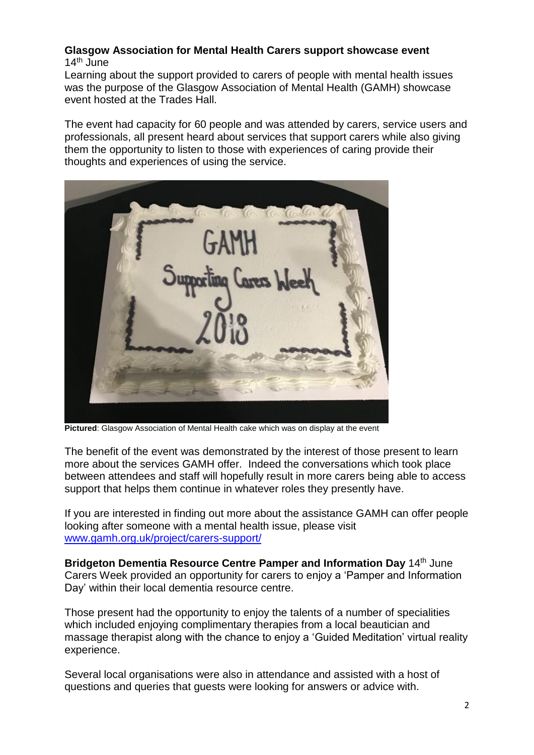**Glasgow Association for Mental Health Carers support showcase event**
14th June

Learning about the support provided to carers of people with mental health issues was the purpose of the Glasgow Association of Mental Health (GAMH) showcase event hosted at the Trades Hall.

The event had capacity for 60 people and was attended by carers, service users and professionals, all present heard about services that support carers while also giving them the opportunity to listen to those with experiences of caring provide their thoughts and experiences of using the service.

**Pictured**: Glasgow Association of Mental Health cake which was on display at the event

The benefit of the event was demonstrated by the interest of those present to learn more about the services GAMH offer. Indeed the conversations which took place between attendees and staff will hopefully result in more carers being able to access support that helps them continue in whatever roles they presently have.

If you are interested in finding out more about the assistance GAMH can offer people looking after someone with a mental health issue, please visit [www.gamh.org.uk/project/carers-support/](www.gamh.org.uk/project/carers-support/)

**Bridgeton Dementia Resource Centre Pamper and Information Day** 14th June

Carers Week provided an opportunity for carers to enjoy a 'Pamper and Information Day' within their local dementia resource centre.

Those present had the opportunity to enjoy the talents of a number of specialities which included enjoying complimentary therapies from a local beautician and massage therapist along with the chance to enjoy a 'Guided Meditation' virtual reality experience.

Several local organisations were also in attendance and assisted with a host of questions and queries that guests were looking for answers or advice with.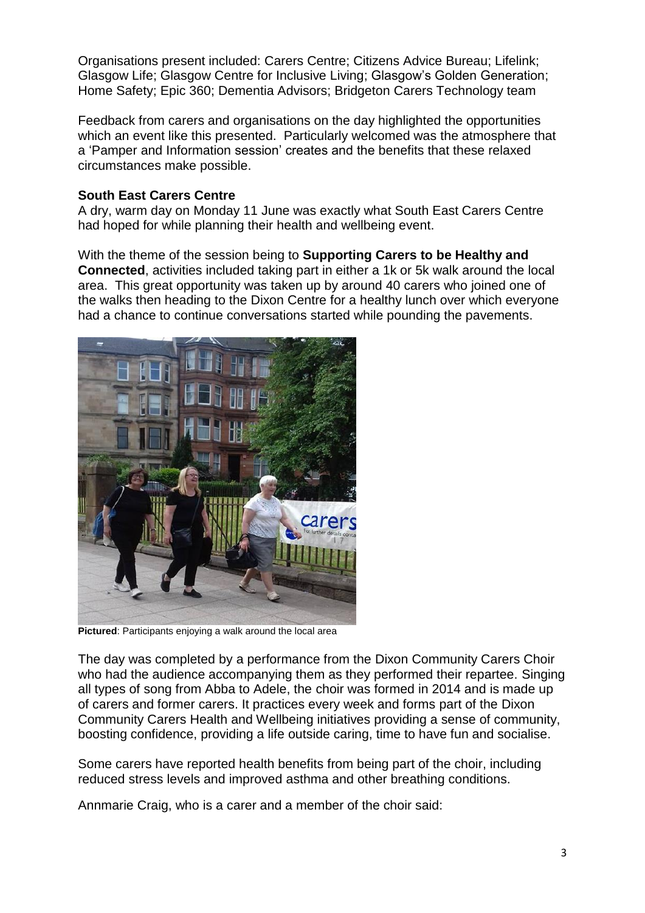Organisations present included: Carers Centre; Citizens Advice Bureau; Lifelink; Glasgow Life; Glasgow Centre for Inclusive Living; Glasgow's Golden Generation; Home Safety; Epic 360; Dementia Advisors; Bridgeton Carers Technology team

Feedback from carers and organisations on the day highlighted the opportunities which an event like this presented. Particularly welcomed was the atmosphere that a 'Pamper and Information session' creates and the benefits that these relaxed circumstances make possible.

**South East Carers Centre**

A dry, warm day on Monday 11 June was exactly what South East Carers Centre had hoped for while planning their health and wellbeing event.

With the theme of the session being to **Supporting Carers to be Healthy and Connected**, activities included taking part in either a 1k or 5k walk around the local area. This great opportunity was taken up by around 40 carers who joined one of the walks then heading to the Dixon Centre for a healthy lunch over which everyone had a chance to continue conversations started while pounding the pavements.

**Pictured**: Participants enjoying a walk around the local area

The day was completed by a performance from the Dixon Community Carers Choir who had the audience accompanying them as they performed their repartee. Singing all types of song from Abba to Adele, the choir was formed in 2014 and is made up of carers and former carers. It practices every week and forms part of the Dixon Community Carers Health and Wellbeing initiatives providing a sense of community, boosting confidence, providing a life outside caring, time to have fun and socialise.

Some carers have reported health benefits from being part of the choir, including reduced stress levels and improved asthma and other breathing conditions.

Annmarie Craig, who is a carer and a member of the choir said: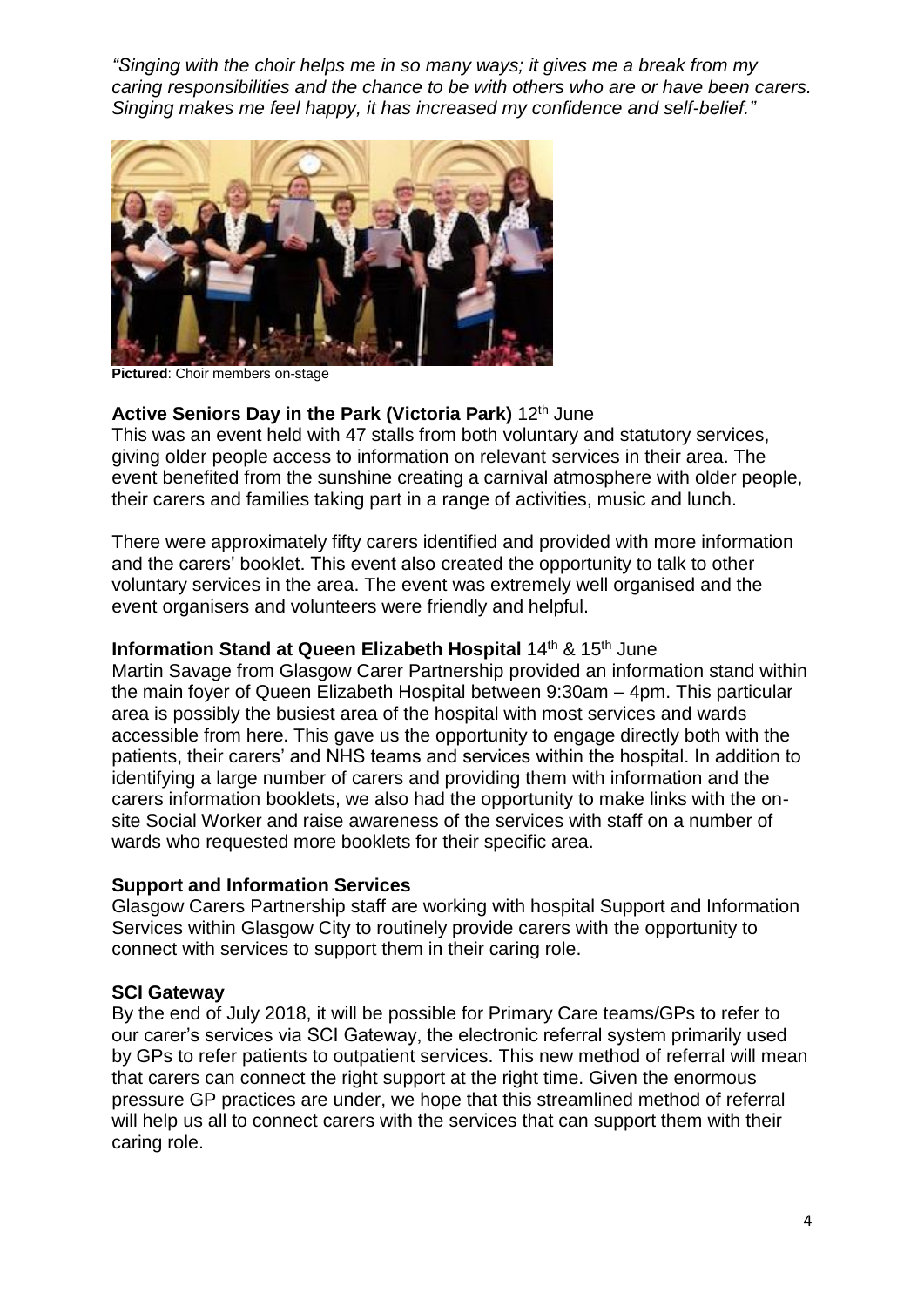*"Singing with the choir helps me in so many ways; it gives me a break from my caring responsibilities and the chance to be with others who are or have been carers. Singing makes me feel happy, it has increased my confidence and self-belief."*

**Pictured**: Choir members on-stage

**Active Seniors Day in the Park (Victoria Park)** 12th June

This was an event held with 47 stalls from both voluntary and statutory services, giving older people access to information on relevant services in their area. The event benefited from the sunshine creating a carnival atmosphere with older people, their carers and families taking part in a range of activities, music and lunch.

There were approximately fifty carers identified and provided with more information and the carers' booklet. This event also created the opportunity to talk to other voluntary services in the area. The event was extremely well organised and the event organisers and volunteers were friendly and helpful.

**Information Stand at Queen Elizabeth Hospital** 14th & 15th June

Martin Savage from Glasgow Carer Partnership provided an information stand within the main foyer of Queen Elizabeth Hospital between 9:30am – 4pm. This particular area is possibly the busiest area of the hospital with most services and wards accessible from here. This gave us the opportunity to engage directly both with the patients, their carers' and NHS teams and services within the hospital. In addition to identifying a large number of carers and providing them with information and the carers information booklets, we also had the opportunity to make links with the on-site Social Worker and raise awareness of the services with staff on a number of wards who requested more booklets for their specific area.

**Support and Information Services**

Glasgow Carers Partnership staff are working with hospital Support and Information Services within Glasgow City to routinely provide carers with the opportunity to connect with services to support them in their caring role.

**SCI Gateway**

By the end of July 2018, it will be possible for Primary Care teams/GPs to refer to our carer's services via SCI Gateway, the electronic referral system primarily used by GPs to refer patients to outpatient services. This new method of referral will mean that carers can connect the right support at the right time. Given the enormous pressure GP practices are under, we hope that this streamlined method of referral will help us all to connect carers with the services that can support them with their caring role.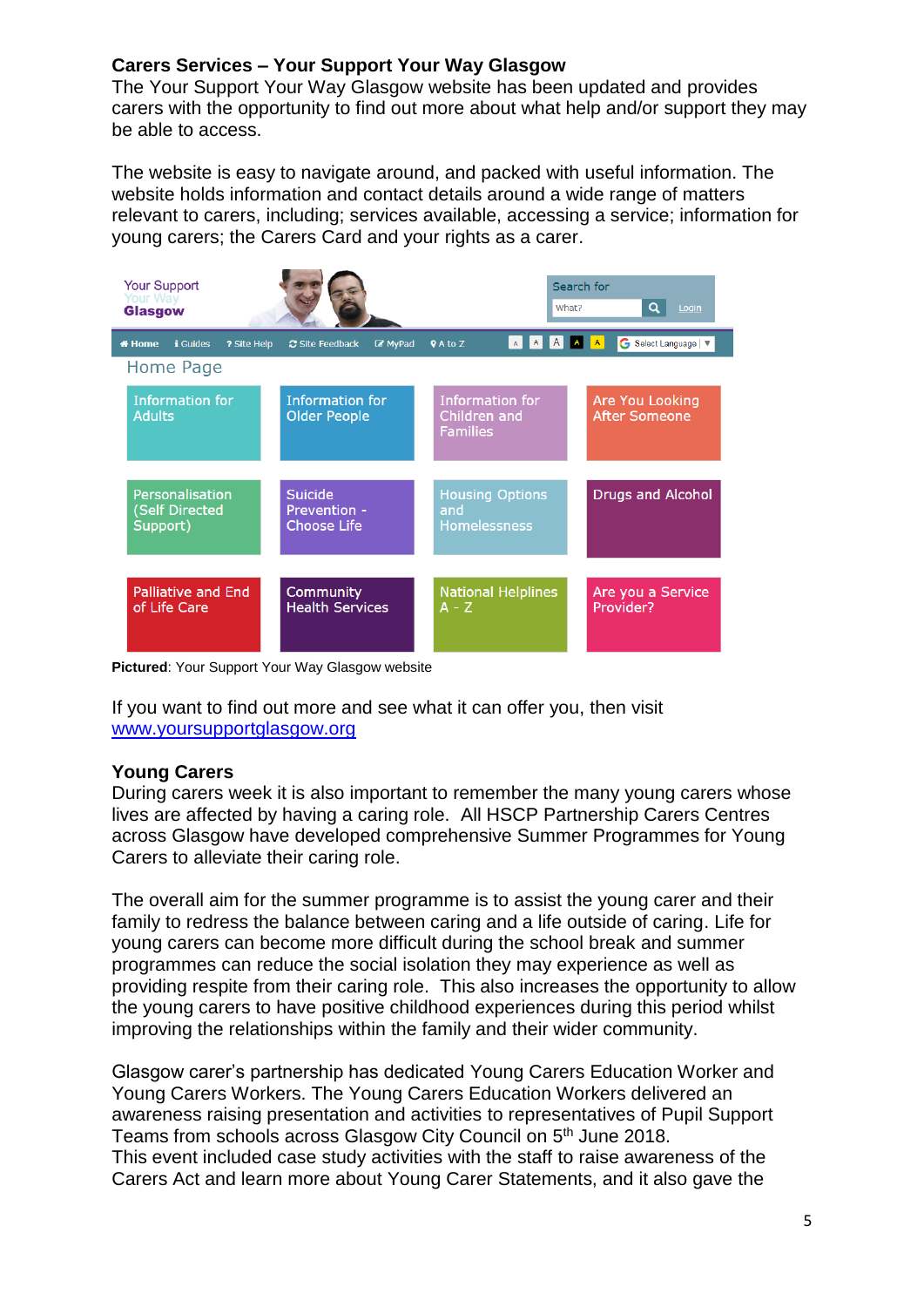## Carers Services – Your Support Your Way Glasgow

The Your Support Your Way Glasgow website has been updated and provides carers with the opportunity to find out more about what help and/or support they may be able to access.

The website is easy to navigate around, and packed with useful information. The website holds information and contact details around a wide range of matters relevant to carers, including; services available, accessing a service; information for young carers; the Carers Card and your rights as a carer.

**Pictured**: Your Support Your Way Glasgow website

If you want to find out more and see what it can offer you, then visit [www.yoursupportglasgow.org](http://www.yoursupportglasgow.org)

## Young Carers

During carers week it is also important to remember the many young carers whose lives are affected by having a caring role. All HSCP Partnership Carers Centres across Glasgow have developed comprehensive Summer Programmes for Young Carers to alleviate their caring role.

The overall aim for the summer programme is to assist the young carer and their family to redress the balance between caring and a life outside of caring. Life for young carers can become more difficult during the school break and summer programmes can reduce the social isolation they may experience as well as providing respite from their caring role. This also increases the opportunity to allow the young carers to have positive childhood experiences during this period whilst improving the relationships within the family and their wider community.

Glasgow carer's partnership has dedicated Young Carers Education Worker and Young Carers Workers. The Young Carers Education Workers delivered an awareness raising presentation and activities to representatives of Pupil Support Teams from schools across Glasgow City Council on 5th June 2018.
This event included case study activities with the staff to raise awareness of the Carers Act and learn more about Young Carer Statements, and it also gave the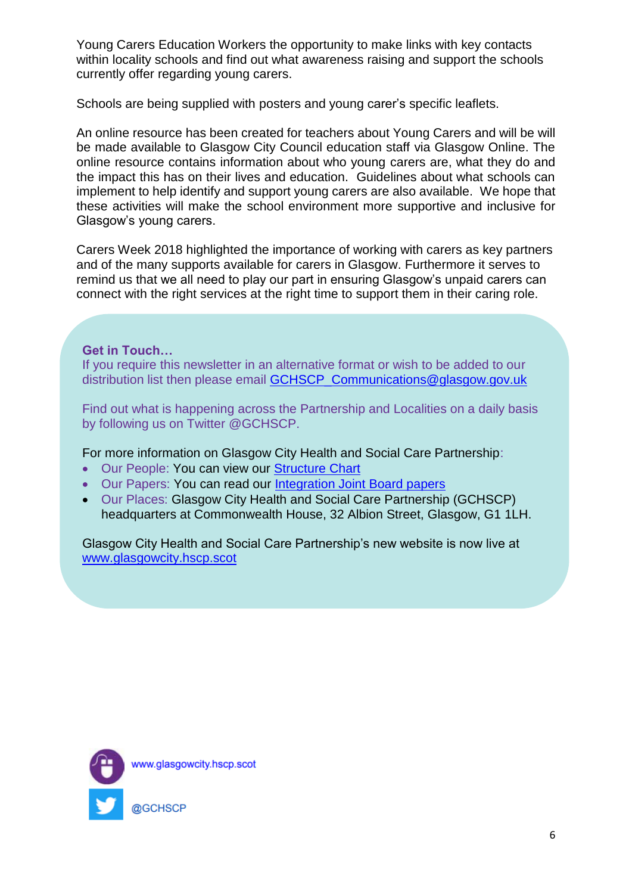Young Carers Education Workers the opportunity to make links with key contacts within locality schools and find out what awareness raising and support the schools currently offer regarding young carers.

Schools are being supplied with posters and young carer's specific leaflets.

An online resource has been created for teachers about Young Carers and will be will be made available to Glasgow City Council education staff via Glasgow Online. The online resource contains information about who young carers are, what they do and the impact this has on their lives and education. Guidelines about what schools can implement to help identify and support young carers are also available. We hope that these activities will make the school environment more supportive and inclusive for Glasgow's young carers.

Carers Week 2018 highlighted the importance of working with carers as key partners and of the many supports available for carers in Glasgow. Furthermore it serves to remind us that we all need to play our part in ensuring Glasgow's unpaid carers can connect with the right services at the right time to support them in their caring role.

**Get in Touch…**

If you require this newsletter in an alternative format or wish to be added to our distribution list then please email GCHSCP_Communications@glasgow.gov.uk

Find out what is happening across the Partnership and Localities on a daily basis by following us on Twitter @GCHSCP.

For more information on Glasgow City Health and Social Care Partnership:

- Our People: You can view our Structure Chart
- Our Papers: You can read our Integration Joint Board papers
- Our Places: Glasgow City Health and Social Care Partnership (GCHSCP) headquarters at Commonwealth House, 32 Albion Street, Glasgow, G1 1LH.

Glasgow City Health and Social Care Partnership's new website is now live at www.glasgowcity.hscp.scot

www.glasgowcity.hscp.scot

@GCHSCP